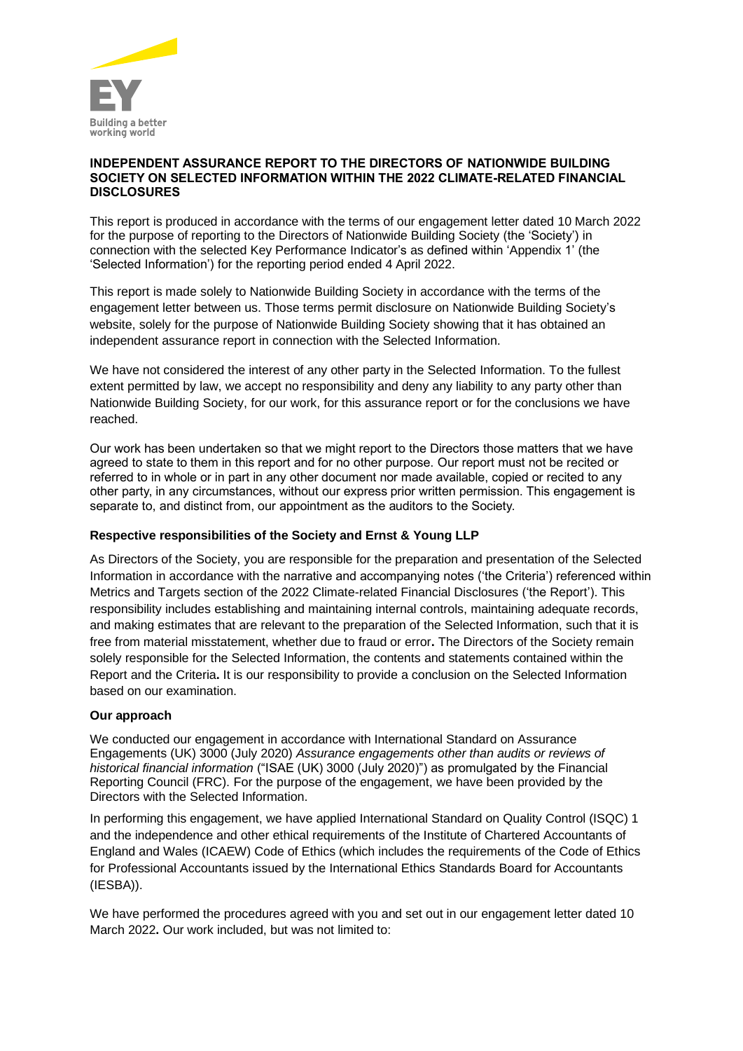EY

Building a better working world

# INDEPENDENT ASSURANCE REPORT TO THE DIRECTORS OF NATIONWIDE BUILDING SOCIETY ON SELECTED INFORMATION WITHIN THE 2022 CLIMATE-RELATED FINANCIAL DISCLOSURES

This report is produced in accordance with the terms of our engagement letter dated 10 March 2022 for the purpose of reporting to the Directors of Nationwide Building Society (the 'Society') in connection with the selected Key Performance Indicator's as defined within 'Appendix 1' (the 'Selected Information') for the reporting period ended 4 April 2022.

This report is made solely to Nationwide Building Society in accordance with the terms of the engagement letter between us. Those terms permit disclosure on Nationwide Building Society's website, solely for the purpose of Nationwide Building Society showing that it has obtained an independent assurance report in connection with the Selected Information.

We have not considered the interest of any other party in the Selected Information. To the fullest extent permitted by law, we accept no responsibility and deny any liability to any party other than Nationwide Building Society, for our work, for this assurance report or for the conclusions we have reached.

Our work has been undertaken so that we might report to the Directors those matters that we have agreed to state to them in this report and for no other purpose. Our report must not be recited or referred to in whole or in part in any other document nor made available, copied or recited to any other party, in any circumstances, without our express prior written permission. This engagement is separate to, and distinct from, our appointment as the auditors to the Society.

### Respective responsibilities of the Society and Ernst & Young LLP

As Directors of the Society, you are responsible for the preparation and presentation of the Selected Information in accordance with the narrative and accompanying notes ('the Criteria') referenced within Metrics and Targets section of the 2022 Climate-related Financial Disclosures ('the Report'). This responsibility includes establishing and maintaining internal controls, maintaining adequate records, and making estimates that are relevant to the preparation of the Selected Information, such that it is free from material misstatement, whether due to fraud or error**.** The Directors of the Society remain solely responsible for the Selected Information, the contents and statements contained within the Report and the Criteria**.** It is our responsibility to provide a conclusion on the Selected Information based on our examination.

### Our approach

We conducted our engagement in accordance with International Standard on Assurance Engagements (UK) 3000 (July 2020) *Assurance engagements other than audits or reviews of historical financial information* ("ISAE (UK) 3000 (July 2020)") as promulgated by the Financial Reporting Council (FRC). For the purpose of the engagement, we have been provided by the Directors with the Selected Information.

In performing this engagement, we have applied International Standard on Quality Control (ISQC) 1 and the independence and other ethical requirements of the Institute of Chartered Accountants of England and Wales (ICAEW) Code of Ethics (which includes the requirements of the Code of Ethics for Professional Accountants issued by the International Ethics Standards Board for Accountants (IESBA)).

We have performed the procedures agreed with you and set out in our engagement letter dated 10 March 2022**.** Our work included, but was not limited to: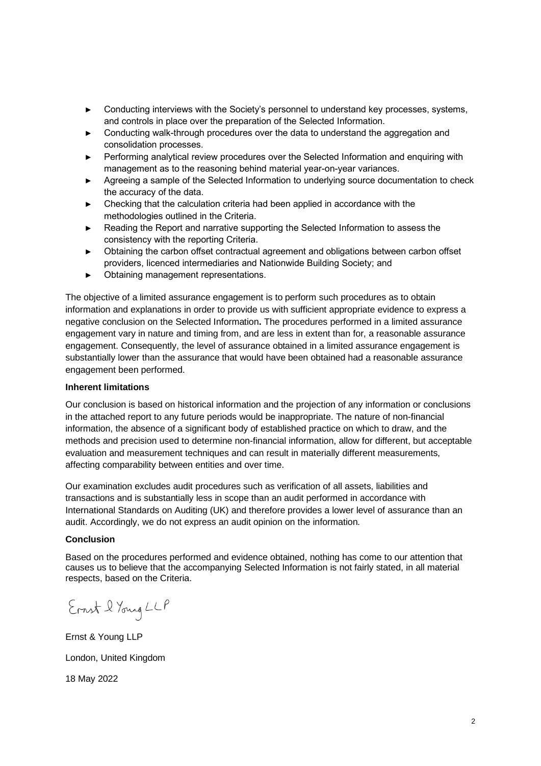- Conducting interviews with the Society's personnel to understand key processes, systems, and controls in place over the preparation of the Selected Information.
- Conducting walk-through procedures over the data to understand the aggregation and consolidation processes.
- Performing analytical review procedures over the Selected Information and enquiring with management as to the reasoning behind material year-on-year variances.
- Agreeing a sample of the Selected Information to underlying source documentation to check the accuracy of the data.
- Checking that the calculation criteria had been applied in accordance with the methodologies outlined in the Criteria.
- Reading the Report and narrative supporting the Selected Information to assess the consistency with the reporting Criteria.
- Obtaining the carbon offset contractual agreement and obligations between carbon offset providers, licenced intermediaries and Nationwide Building Society; and
- Obtaining management representations.

The objective of a limited assurance engagement is to perform such procedures as to obtain information and explanations in order to provide us with sufficient appropriate evidence to express a negative conclusion on the Selected Information**.** The procedures performed in a limited assurance engagement vary in nature and timing from, and are less in extent than for, a reasonable assurance engagement. Consequently, the level of assurance obtained in a limited assurance engagement is substantially lower than the assurance that would have been obtained had a reasonable assurance engagement been performed.

**Inherent limitations**

Our conclusion is based on historical information and the projection of any information or conclusions in the attached report to any future periods would be inappropriate. The nature of non-financial information, the absence of a significant body of established practice on which to draw, and the methods and precision used to determine non-financial information, allow for different, but acceptable evaluation and measurement techniques and can result in materially different measurements, affecting comparability between entities and over time.

Our examination excludes audit procedures such as verification of all assets, liabilities and transactions and is substantially less in scope than an audit performed in accordance with International Standards on Auditing (UK) and therefore provides a lower level of assurance than an audit. Accordingly, we do not express an audit opinion on the information.

**Conclusion**

Based on the procedures performed and evidence obtained, nothing has come to our attention that causes us to believe that the accompanying Selected Information is not fairly stated, in all material respects, based on the Criteria.

Ernst & Young LLP

Ernst & Young LLP

London, United Kingdom

18 May 2022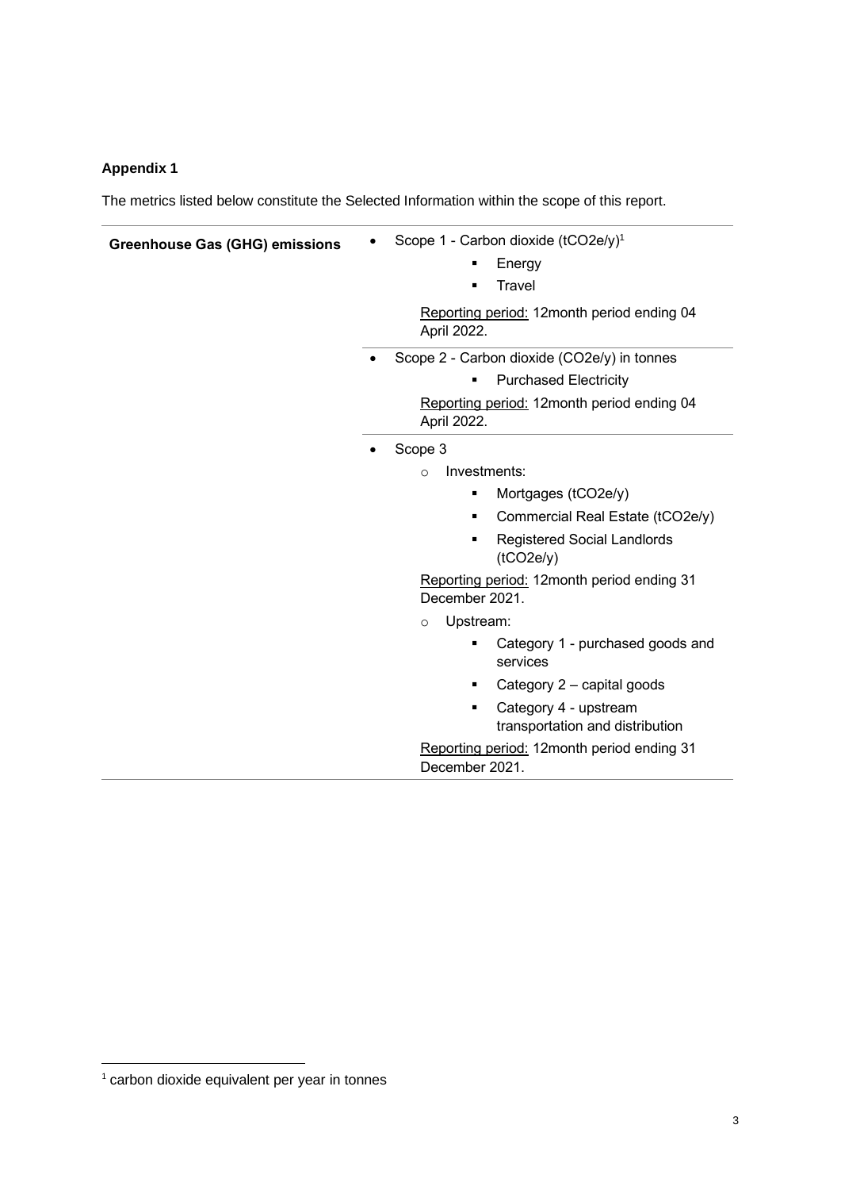**Appendix 1**

The metrics listed below constitute the Selected Information within the scope of this report.

| | |
|---|---|
| **Greenhouse Gas (GHG) emissions** | • Scope 1 - Carbon dioxide (tCO2e/y)[1]<br>▪ Energy<br>▪ Travel<br><br>Reporting period: 12month period ending 04 April 2022. |
| | • Scope 2 - Carbon dioxide (CO2e/y) in tonnes<br>▪ Purchased Electricity<br><br>Reporting period: 12month period ending 04 April 2022. |
| | • Scope 3<br>○ Investments:<br>▪ Mortgages (tCO2e/y)<br>▪ Commercial Real Estate (tCO2e/y)<br>▪ Registered Social Landlords (tCO2e/y)<br><br>Reporting period: 12month period ending 31 December 2021.<br><br>○ Upstream:<br>▪ Category 1 - purchased goods and services<br>▪ Category 2 – capital goods<br>▪ Category 4 - upstream transportation and distribution<br><br>Reporting period: 12month period ending 31 December 2021. |

[1] carbon dioxide equivalent per year in tonnes